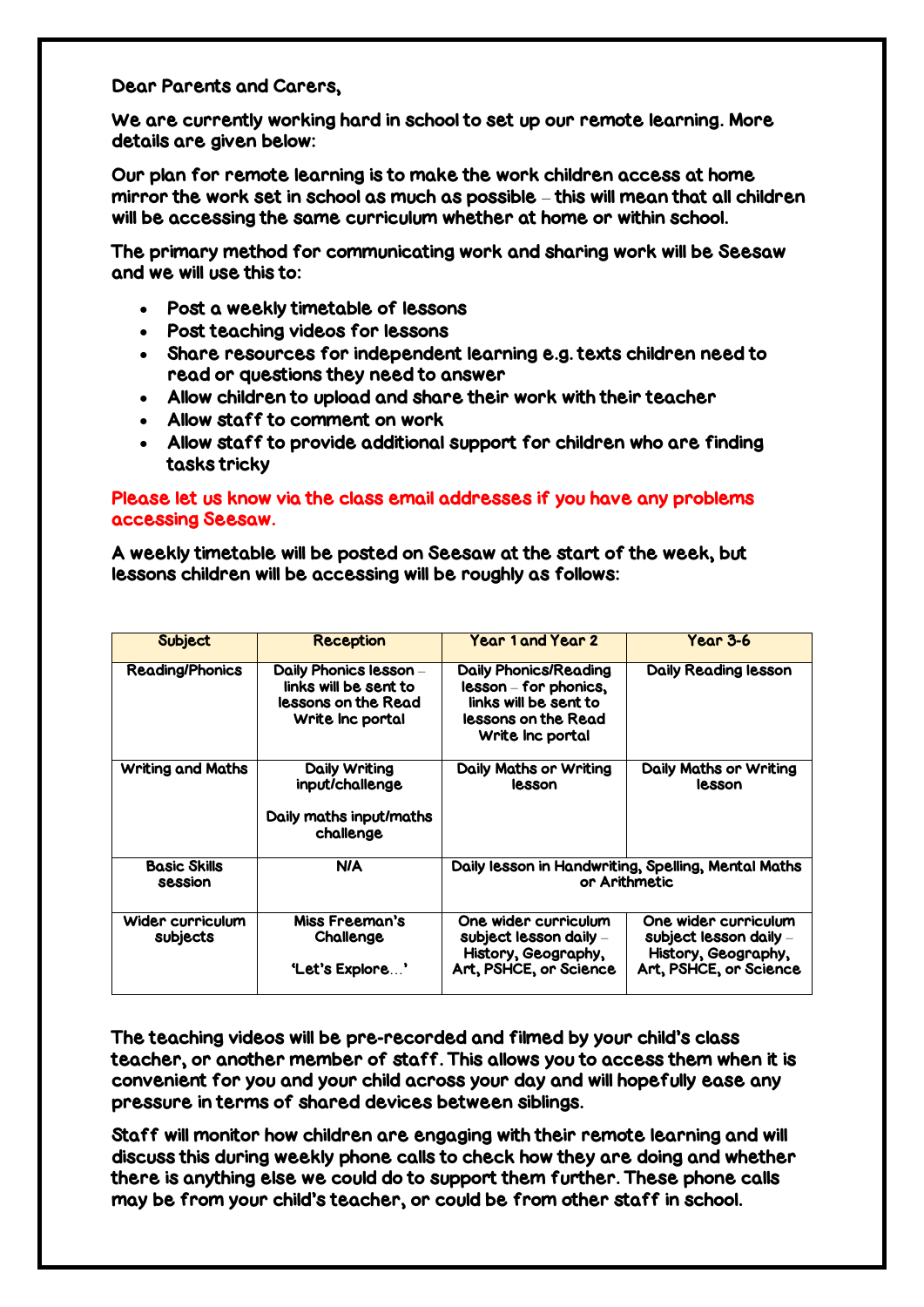Dear Parents and Carers,

We are currently working hard in school to set up our remote learning. More details are given below:

Our plan for remote learning is to make the work children access at home mirror the work set in school as much as possible – this will mean that all children will be accessing the same curriculum whether at home or within school.

The primary method for communicating work and sharing work will be Seesaw and we will use this to:

- Post a weekly timetable of lessons
- Post teaching videos for lessons
- Share resources for independent learning e.g. texts children need to read or questions they need to answer
- Allow children to upload and share their work with their teacher
- Allow staff to comment on work
- Allow staff to provide additional support for children who are finding tasks tricky

**Please let us know via the class email addresses if you have any problems accessing Seesaw.**

A weekly timetable will be posted on Seesaw at the start of the week, but lessons children will be accessing will be roughly as follows:

| Subject | Reception | Year 1 and Year 2 | Year 3-6 |
|---|---|---|---|
| Reading/Phonics | Daily Phonics lesson – links will be sent to lessons on the Read Write Inc portal | Daily Phonics/Reading lesson – for phonics, links will be sent to lessons on the Read Write Inc portal | Daily Reading lesson |
| Writing and Maths | Daily Writing input/challenge<br><br>Daily maths input/maths challenge | Daily Maths or Writing lesson | Daily Maths or Writing lesson |
| Basic Skills session | N/A | Daily lesson in Handwriting, Spelling, Mental Maths or Arithmetic | |
| Wider curriculum subjects | Miss Freeman's Challenge<br><br>'Let's Explore…' | One wider curriculum subject lesson daily – History, Geography, Art, PSHCE, or Science | One wider curriculum subject lesson daily – History, Geography, Art, PSHCE, or Science |

The teaching videos will be pre-recorded and filmed by your child's class teacher, or another member of staff. This allows you to access them when it is convenient for you and your child across your day and will hopefully ease any pressure in terms of shared devices between siblings.

Staff will monitor how children are engaging with their remote learning and will discuss this during weekly phone calls to check how they are doing and whether there is anything else we could do to support them further. These phone calls may be from your child's teacher, or could be from other staff in school.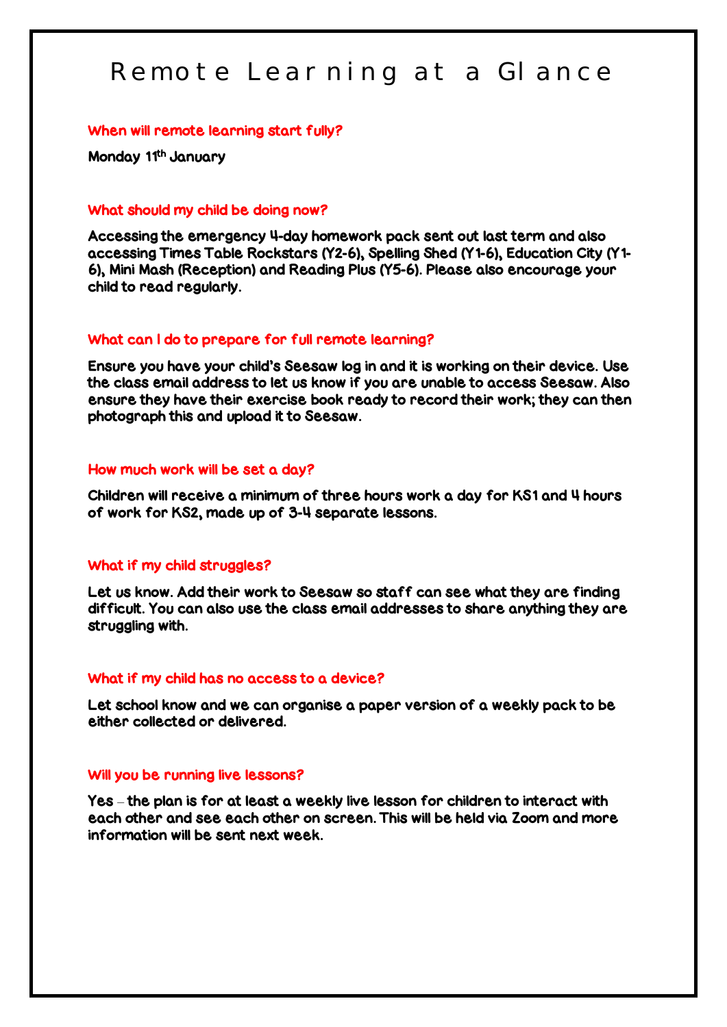# Remote Learning at a Glance

## When will remote learning start fully?

Monday 11th January

## What should my child be doing now?

Accessing the emergency 4-day homework pack sent out last term and also accessing Times Table Rockstars (Y2-6), Spelling Shed (Y1-6), Education City (Y1-6), Mini Mash (Reception) and Reading Plus (Y5-6). Please also encourage your child to read regularly.

## What can I do to prepare for full remote learning?

Ensure you have your child's Seesaw log in and it is working on their device. Use the class email address to let us know if you are unable to access Seesaw. Also ensure they have their exercise book ready to record their work; they can then photograph this and upload it to Seesaw.

## How much work will be set a day?

Children will receive a minimum of three hours work a day for KS1 and 4 hours of work for KS2, made up of 3-4 separate lessons.

## What if my child struggles?

Let us know. Add their work to Seesaw so staff can see what they are finding difficult. You can also use the class email addresses to share anything they are struggling with.

## What if my child has no access to a device?

Let school know and we can organise a paper version of a weekly pack to be either collected or delivered.

## Will you be running live lessons?

Yes – the plan is for at least a weekly live lesson for children to interact with each other and see each other on screen. This will be held via Zoom and more information will be sent next week.